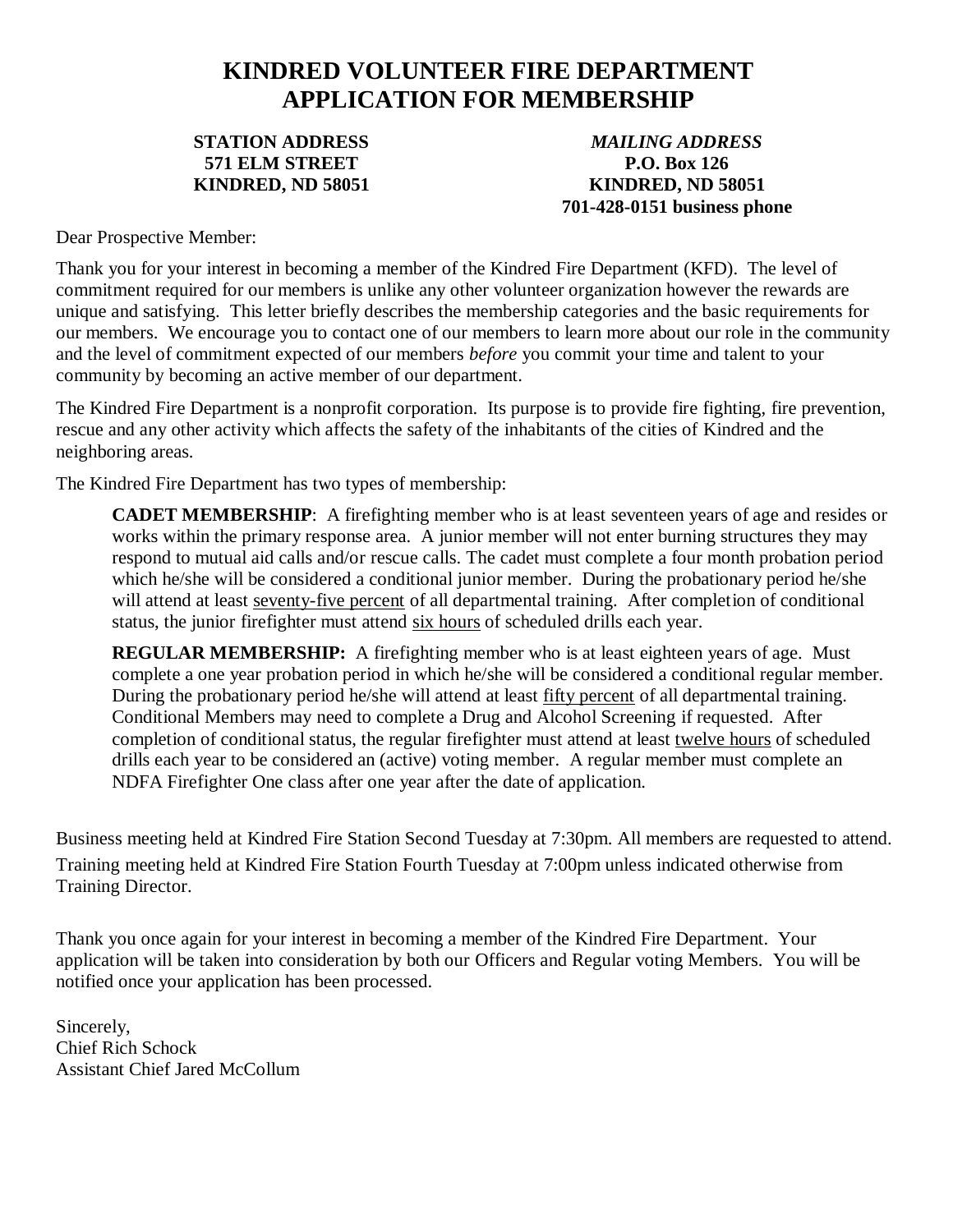# KINDRED VOLUNTEER FIRE DEPARTMENT
# APPLICATION FOR MEMBERSHIP

**STATION ADDRESS**
**571 ELM STREET**
**KINDRED, ND 58051**

***MAILING ADDRESS***
**P.O. Box 126**
**KINDRED, ND 58051**
**701-428-0151 business phone**

Dear Prospective Member:

Thank you for your interest in becoming a member of the Kindred Fire Department (KFD). The level of commitment required for our members is unlike any other volunteer organization however the rewards are unique and satisfying. This letter briefly describes the membership categories and the basic requirements for our members. We encourage you to contact one of our members to learn more about our role in the community and the level of commitment expected of our members *before* you commit your time and talent to your community by becoming an active member of our department.

The Kindred Fire Department is a nonprofit corporation. Its purpose is to provide fire fighting, fire prevention, rescue and any other activity which affects the safety of the inhabitants of the cities of Kindred and the neighboring areas.

The Kindred Fire Department has two types of membership:

> **CADET MEMBERSHIP**: A firefighting member who is at least seventeen years of age and resides or works within the primary response area. A junior member will not enter burning structures they may respond to mutual aid calls and/or rescue calls. The cadet must complete a four month probation period which he/she will be considered a conditional junior member. During the probationary period he/she will attend at least <u>seventy-five percent</u> of all departmental training. After completion of conditional status, the junior firefighter must attend <u>six hours</u> of scheduled drills each year.
>
> **REGULAR MEMBERSHIP:** A firefighting member who is at least eighteen years of age. Must complete a one year probation period in which he/she will be considered a conditional regular member. During the probationary period he/she will attend at least <u>fifty percent</u> of all departmental training. Conditional Members may need to complete a Drug and Alcohol Screening if requested. After completion of conditional status, the regular firefighter must attend at least <u>twelve hours</u> of scheduled drills each year to be considered an (active) voting member. A regular member must complete an NDFA Firefighter One class after one year after the date of application.

Business meeting held at Kindred Fire Station Second Tuesday at 7:30pm. All members are requested to attend.
Training meeting held at Kindred Fire Station Fourth Tuesday at 7:00pm unless indicated otherwise from Training Director.

Thank you once again for your interest in becoming a member of the Kindred Fire Department. Your application will be taken into consideration by both our Officers and Regular voting Members. You will be notified once your application has been processed.

Sincerely,
Chief Rich Schock
Assistant Chief Jared McCollum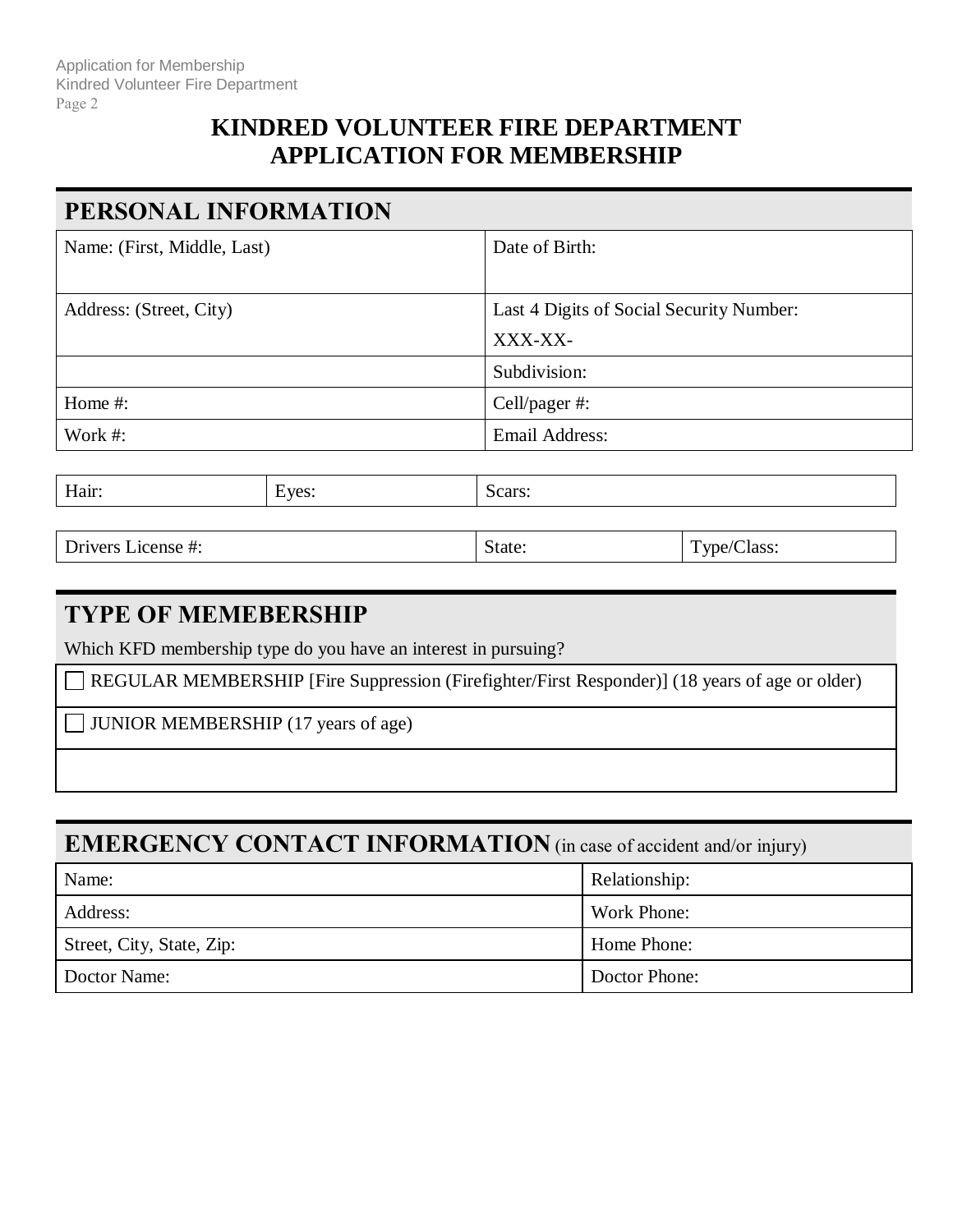# KINDRED VOLUNTEER FIRE DEPARTMENT
# APPLICATION FOR MEMBERSHIP

## PERSONAL INFORMATION

| Name: (First, Middle, Last) | Date of Birth: |
|---|---|
| Address: (Street, City) | Last 4 Digits of Social Security Number: XXX-XX- |
| | Subdivision: |
| Home #: | Cell/pager #: |
| Work #: | Email Address: |

| Hair: | Eyes: | Scars: |
|---|---|---|

| Drivers License #: | State: | Type/Class: |
|---|---|---|

## TYPE OF MEMEBERSHIP

Which KFD membership type do you have an interest in pursuing?

- ☐ REGULAR MEMBERSHIP [Fire Suppression (Firefighter/First Responder)] (18 years of age or older)
- ☐ JUNIOR MEMBERSHIP (17 years of age)

## EMERGENCY CONTACT INFORMATION (in case of accident and/or injury)

| Name: | Relationship: |
|---|---|
| Address: | Work Phone: |
| Street, City, State, Zip: | Home Phone: |
| Doctor Name: | Doctor Phone: |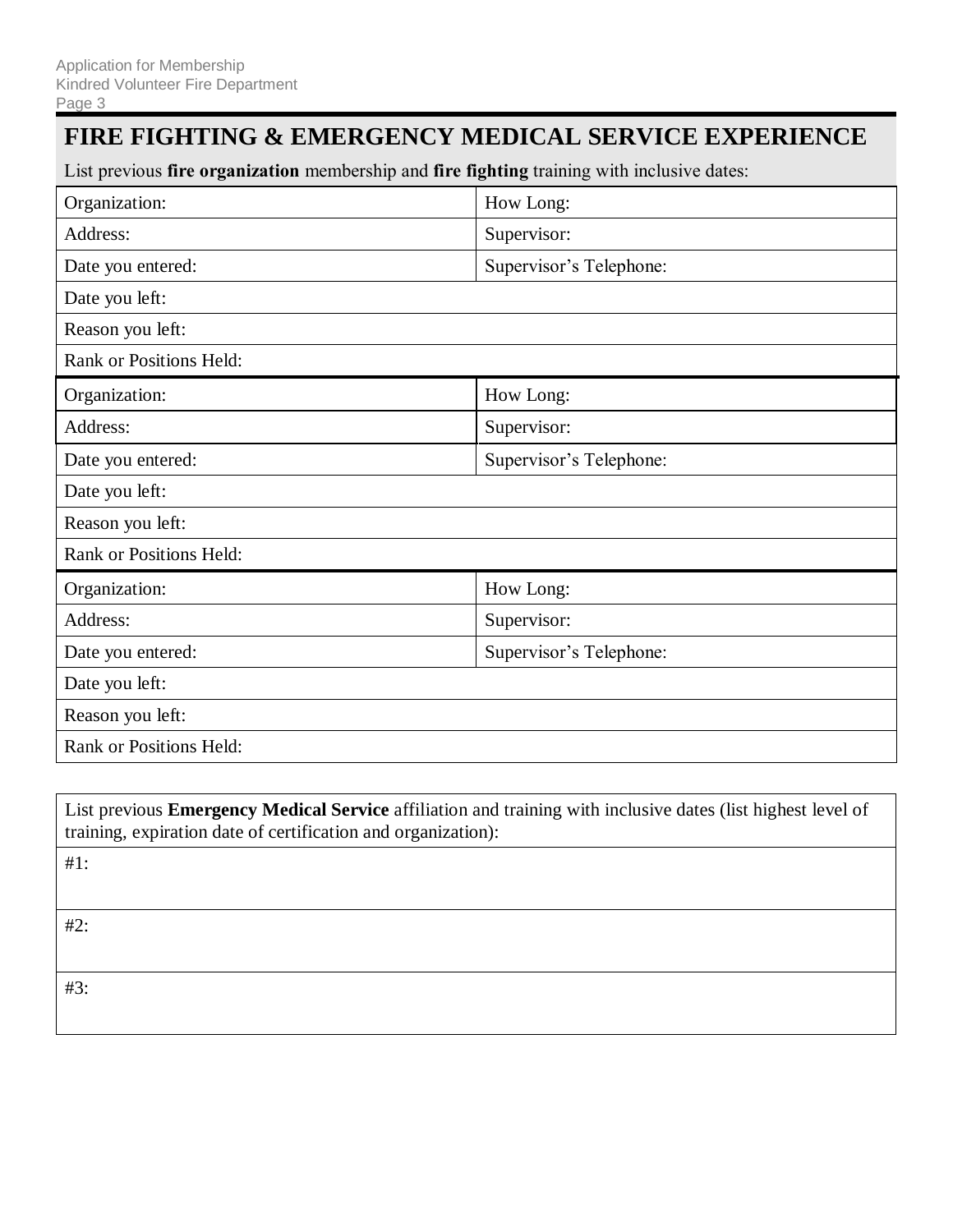# FIRE FIGHTING & EMERGENCY MEDICAL SERVICE EXPERIENCE

List previous **fire organization** membership and **fire fighting** training with inclusive dates:

| Organization: | How Long: |
|---|---|
| Address: | Supervisor: |
| Date you entered: | Supervisor's Telephone: |
| Date you left: | |
| Reason you left: | |
| Rank or Positions Held: | |
| Organization: | How Long: |
| Address: | Supervisor: |
| Date you entered: | Supervisor's Telephone: |
| Date you left: | |
| Reason you left: | |
| Rank or Positions Held: | |
| Organization: | How Long: |
| Address: | Supervisor: |
| Date you entered: | Supervisor's Telephone: |
| Date you left: | |
| Reason you left: | |
| Rank or Positions Held: | |

| List previous **Emergency Medical Service** affiliation and training with inclusive dates (list highest level of training, expiration date of certification and organization): |
|---|
| #1: |
| #2: |
| #3: |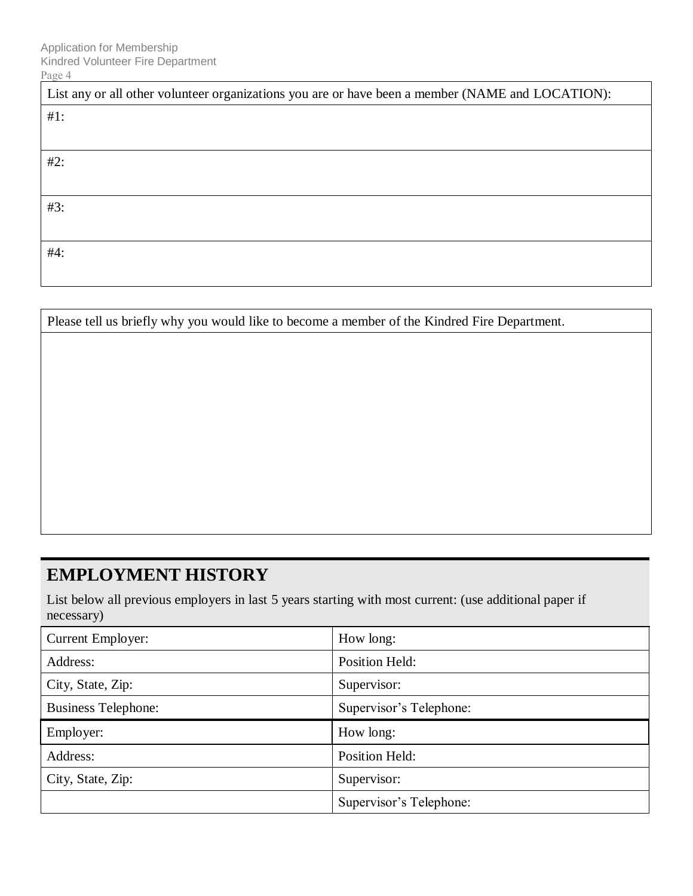| List any or all other volunteer organizations you are or have been a member (NAME and LOCATION): |
| --- |
| #1: |
| #2: |
| #3: |
| #4: |

| Please tell us briefly why you would like to become a member of the Kindred Fire Department. |
| --- |
| |

## EMPLOYMENT HISTORY

List below all previous employers in last 5 years starting with most current: (use additional paper if necessary)

| Current Employer: | How long: |
| --- | --- |
| Address: | Position Held: |
| City, State, Zip: | Supervisor: |
| Business Telephone: | Supervisor's Telephone: |
| Employer: | How long: |
| Address: | Position Held: |
| City, State, Zip: | Supervisor: |
| | Supervisor's Telephone: |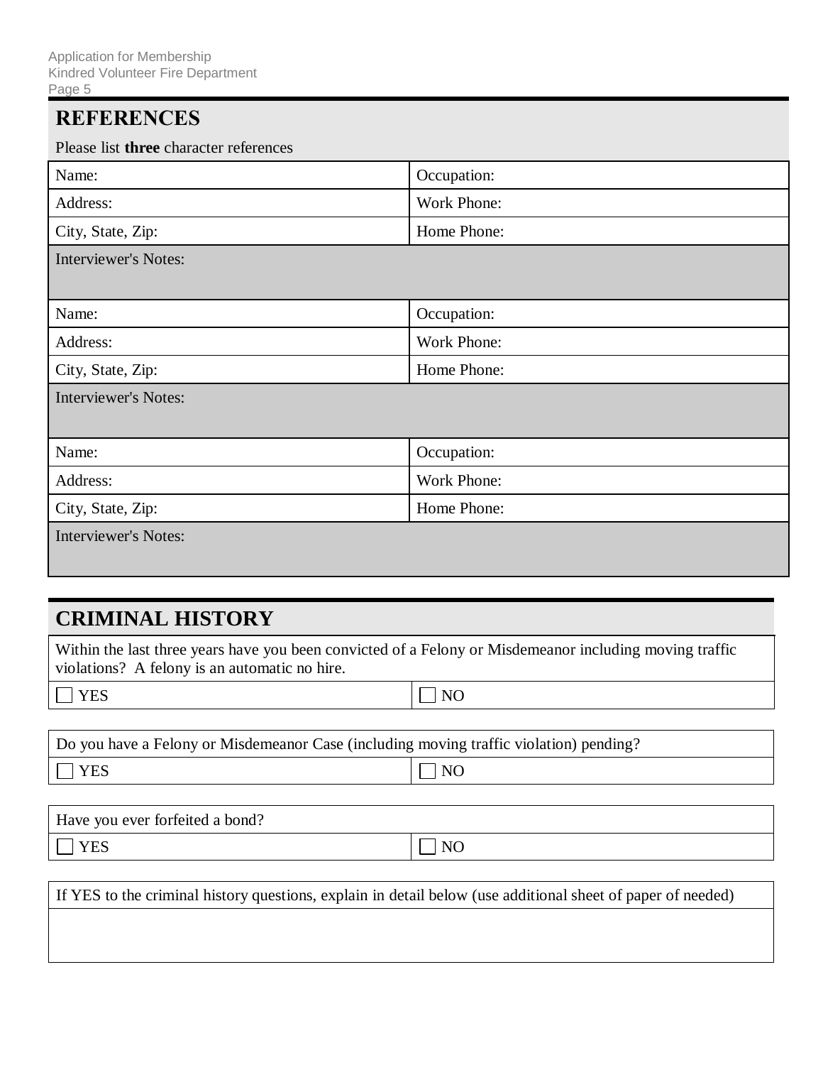## REFERENCES

Please list **three** character references

| Name: | Occupation: |
|---|---|
| Address: | Work Phone: |
| City, State, Zip: | Home Phone: |
| Interviewer's Notes: | |

| Name: | Occupation: |
|---|---|
| Address: | Work Phone: |
| City, State, Zip: | Home Phone: |
| Interviewer's Notes: | |

| Name: | Occupation: |
|---|---|
| Address: | Work Phone: |
| City, State, Zip: | Home Phone: |
| Interviewer's Notes: | |

## CRIMINAL HISTORY

| Within the last three years have you been convicted of a Felony or Misdemeanor including moving traffic violations? A felony is an automatic no hire. | |
|---|---|
| ☐ YES | ☐ NO |

| Do you have a Felony or Misdemeanor Case (including moving traffic violation) pending? | |
|---|---|
| ☐ YES | ☐ NO |

| Have you ever forfeited a bond? | |
|---|---|
| ☐ YES | ☐ NO |

| If YES to the criminal history questions, explain in detail below (use additional sheet of paper of needed) |
|---|
| |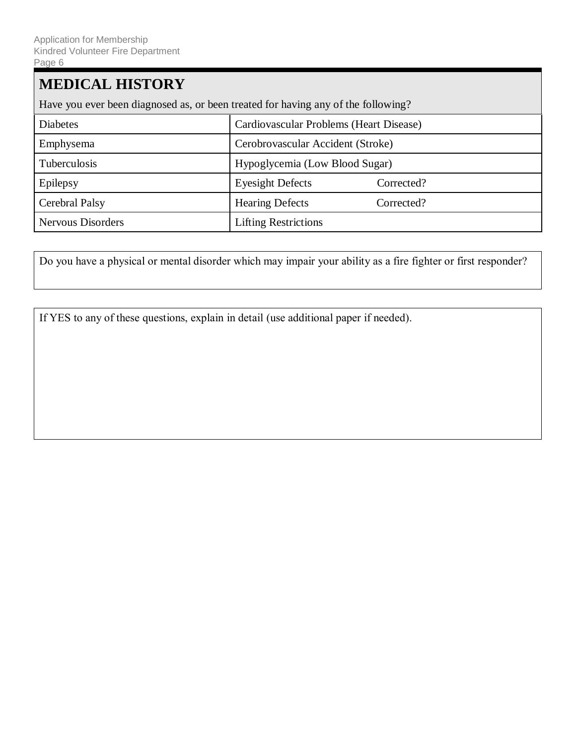## MEDICAL HISTORY

Have you ever been diagnosed as, or been treated for having any of the following?

| | |
|---|---|
| Diabetes | Cardiovascular Problems (Heart Disease) |
| Emphysema | Cerobrovascular Accident (Stroke) |
| Tuberculosis | Hypoglycemia (Low Blood Sugar) |
| Epilepsy | Eyesight Defects Corrected? |
| Cerebral Palsy | Hearing Defects Corrected? |
| Nervous Disorders | Lifting Restrictions |

Do you have a physical or mental disorder which may impair your ability as a fire fighter or first responder?

If YES to any of these questions, explain in detail (use additional paper if needed).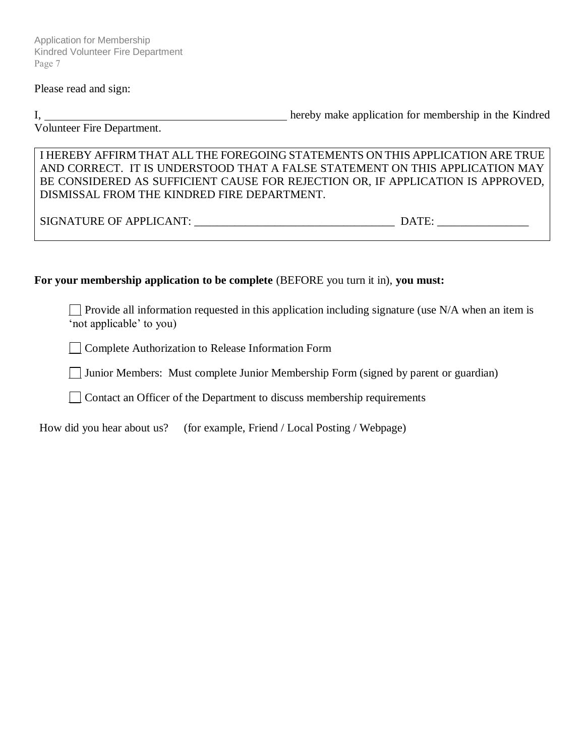Please read and sign:

I, ____________________________________________ hereby make application for membership in the Kindred Volunteer Fire Department.

I HEREBY AFFIRM THAT ALL THE FOREGOING STATEMENTS ON THIS APPLICATION ARE TRUE AND CORRECT. IT IS UNDERSTOOD THAT A FALSE STATEMENT ON THIS APPLICATION MAY BE CONSIDERED AS SUFFICIENT CAUSE FOR REJECTION OR, IF APPLICATION IS APPROVED, DISMISSAL FROM THE KINDRED FIRE DEPARTMENT.

SIGNATURE OF APPLICANT: ____________________________________ DATE: ________________

**For your membership application to be complete** (BEFORE you turn it in), **you must:**

- ☐ Provide all information requested in this application including signature (use N/A when an item is 'not applicable' to you)
- ☐ Complete Authorization to Release Information Form
- ☐ Junior Members: Must complete Junior Membership Form (signed by parent or guardian)
- ☐ Contact an Officer of the Department to discuss membership requirements

How did you hear about us? (for example, Friend / Local Posting / Webpage)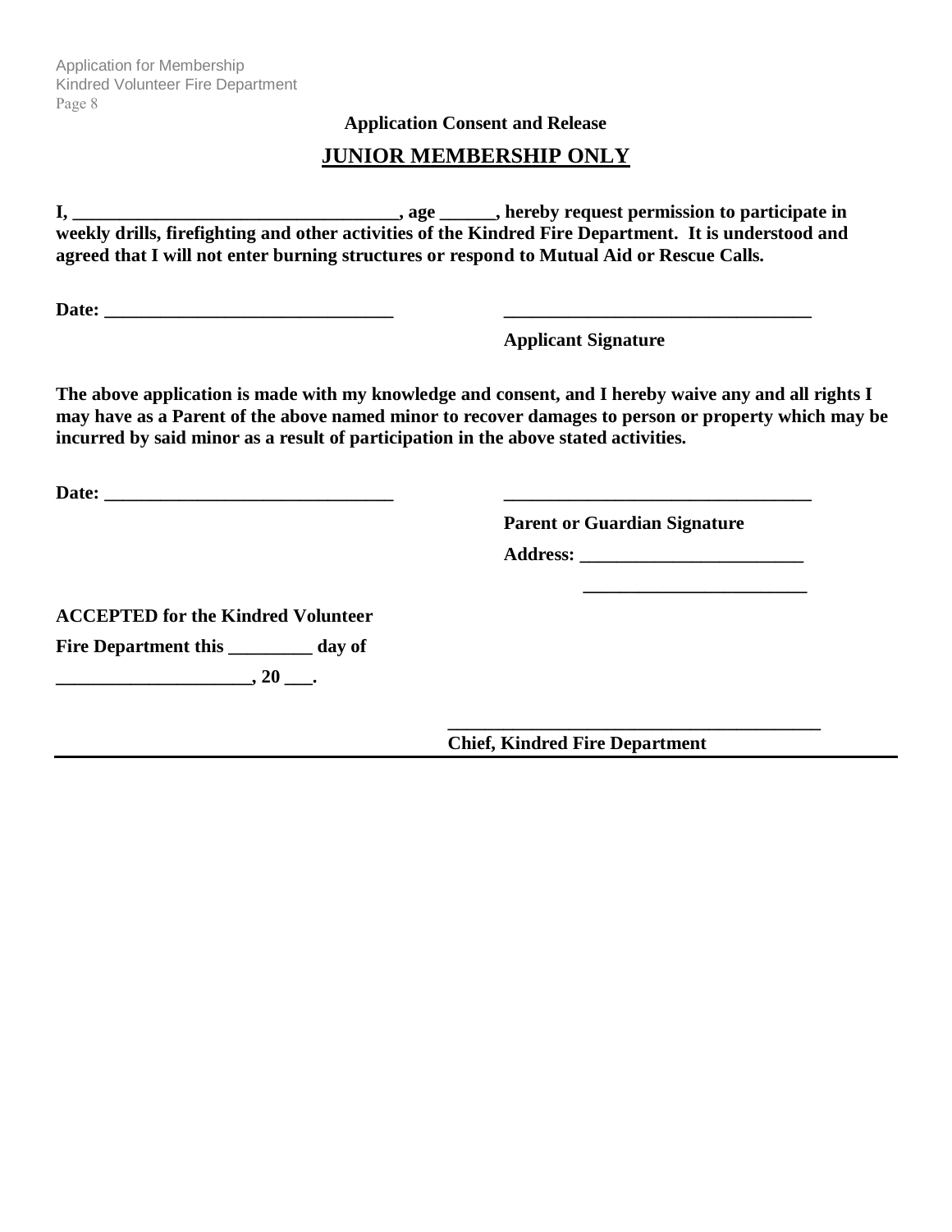**Application Consent and Release**

## JUNIOR MEMBERSHIP ONLY

**I, ___________________________________, age ______, hereby request permission to participate in weekly drills, firefighting and other activities of the Kindred Fire Department. It is understood and agreed that I will not enter burning structures or respond to Mutual Aid or Rescue Calls.**

**Date: _______________________________** &nbsp;&nbsp;&nbsp;&nbsp;&nbsp;&nbsp;&nbsp;&nbsp; **_________________________________**

**Applicant Signature**

**The above application is made with my knowledge and consent, and I hereby waive any and all rights I may have as a Parent of the above named minor to recover damages to person or property which may be incurred by said minor as a result of participation in the above stated activities.**

**Date: _______________________________** &nbsp;&nbsp;&nbsp;&nbsp;&nbsp;&nbsp;&nbsp;&nbsp; **_________________________________**

**Parent or Guardian Signature**

**Address: ________________________**

**________________________**

**ACCEPTED for the Kindred Volunteer Fire Department this _________ day of ____________________, 20 ___.**

**________________________________________**

**Chief, Kindred Fire Department**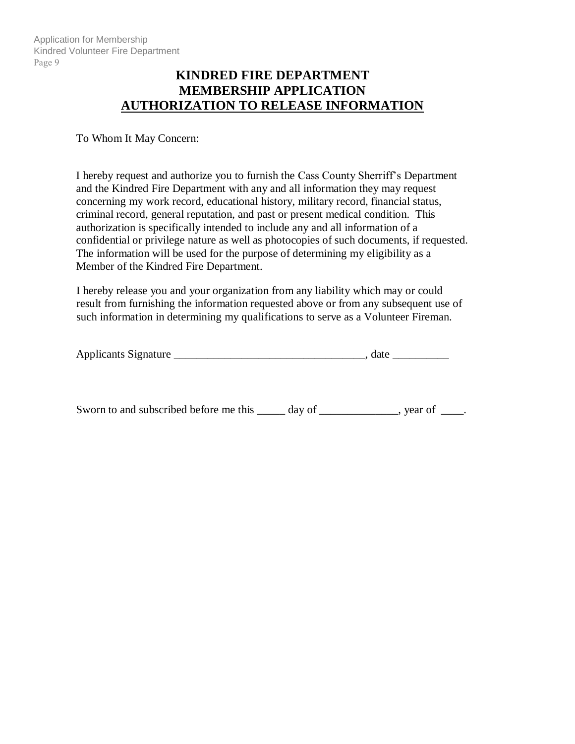# KINDRED FIRE DEPARTMENT
# MEMBERSHIP APPLICATION
# AUTHORIZATION TO RELEASE INFORMATION

To Whom It May Concern:

I hereby request and authorize you to furnish the Cass County Sherriff's Department and the Kindred Fire Department with any and all information they may request concerning my work record, educational history, military record, financial status, criminal record, general reputation, and past or present medical condition. This authorization is specifically intended to include any and all information of a confidential or privilege nature as well as photocopies of such documents, if requested. The information will be used for the purpose of determining my eligibility as a Member of the Kindred Fire Department.

I hereby release you and your organization from any liability which may or could result from furnishing the information requested above or from any subsequent use of such information in determining my qualifications to serve as a Volunteer Fireman.

Applicants Signature _________________________________, date __________

Sworn to and subscribed before me this _____ day of ______________, year of ____.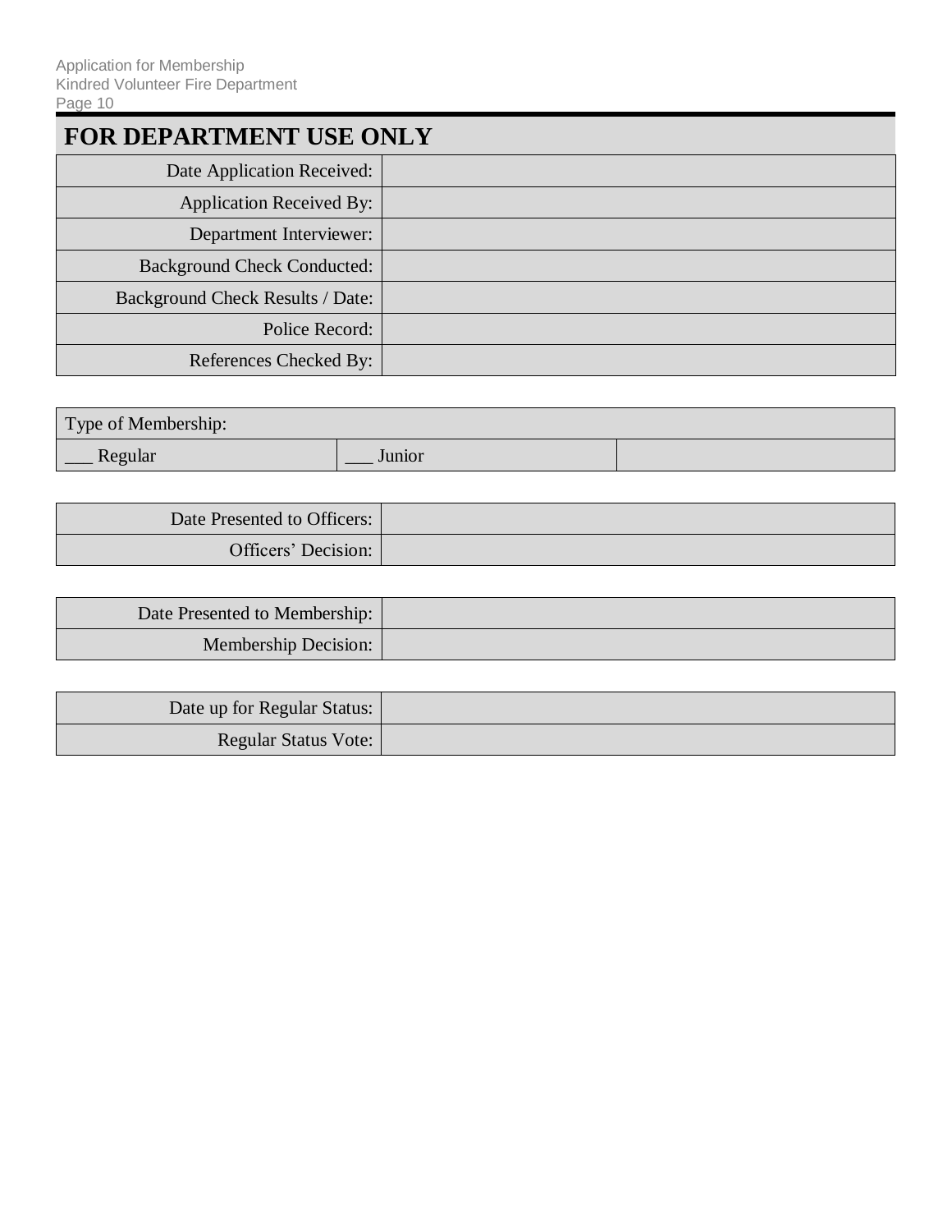# FOR DEPARTMENT USE ONLY

| | |
|---|---|
| Date Application Received: | |
| Application Received By: | |
| Department Interviewer: | |
| Background Check Conducted: | |
| Background Check Results / Date: | |
| Police Record: | |
| References Checked By: | |

| Type of Membership: | | |
|---|---|---|
| ___ Regular | ___ Junior | |

| | |
|---|---|
| Date Presented to Officers: | |
| Officers' Decision: | |

| | |
|---|---|
| Date Presented to Membership: | |
| Membership Decision: | |

| | |
|---|---|
| Date up for Regular Status: | |
| Regular Status Vote: | |